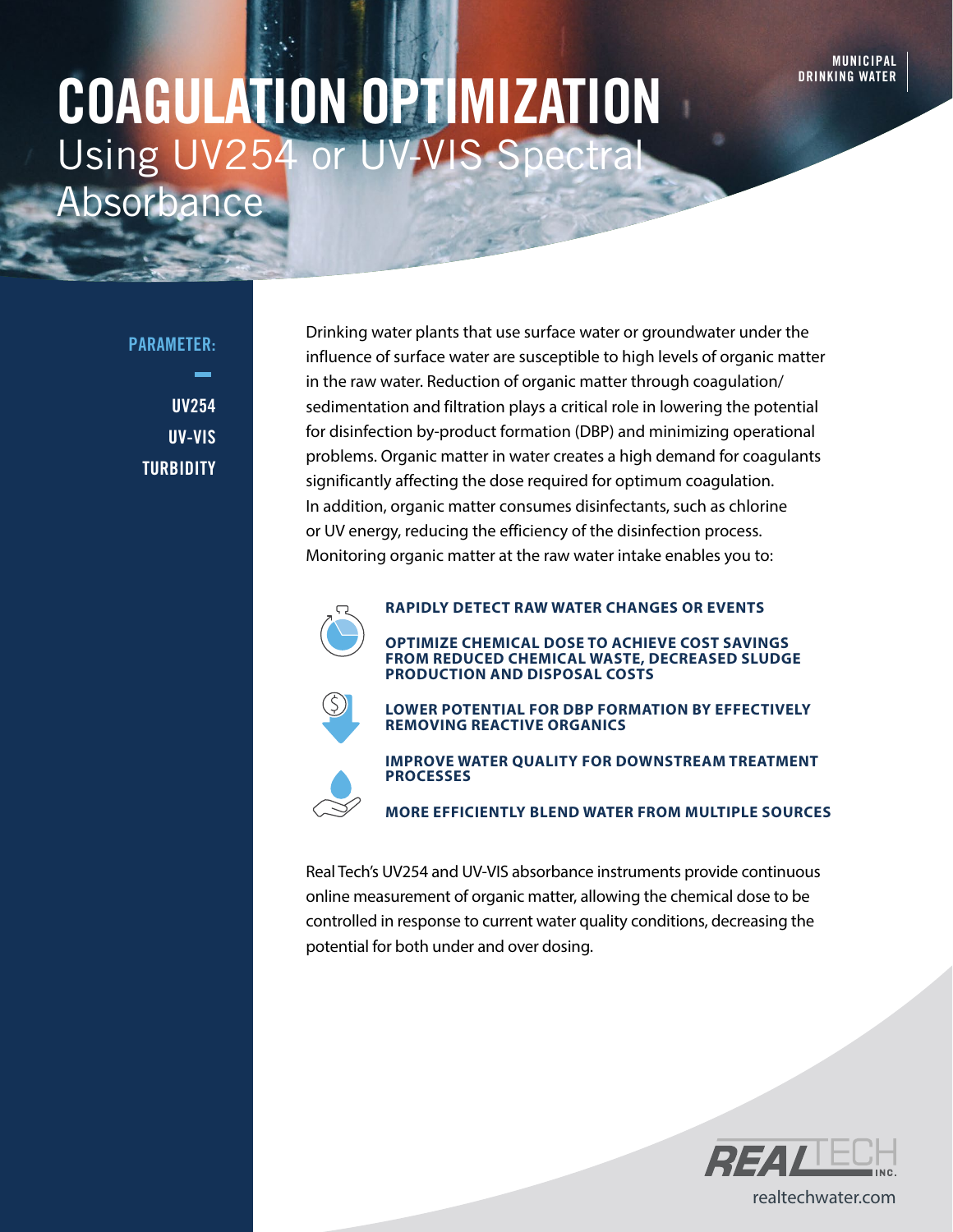MUNICIPAL DRINKING WATER

# COAGULATION OPTIMIZATION

## Using UV254 or UV-VIS Spectral Absorbance

**PARAMETER:**

- UV254
- UV-VIS
- TURBIDITY

Drinking water plants that use surface water or groundwater under the influence of surface water are susceptible to high levels of organic matter in the raw water. Reduction of organic matter through coagulation/sedimentation and filtration plays a critical role in lowering the potential for disinfection by-product formation (DBP) and minimizing operational problems. Organic matter in water creates a high demand for coagulants significantly affecting the dose required for optimum coagulation. In addition, organic matter consumes disinfectants, such as chlorine or UV energy, reducing the efficiency of the disinfection process. Monitoring organic matter at the raw water intake enables you to:

- **RAPIDLY DETECT RAW WATER CHANGES OR EVENTS**
- **OPTIMIZE CHEMICAL DOSE TO ACHIEVE COST SAVINGS FROM REDUCED CHEMICAL WASTE, DECREASED SLUDGE PRODUCTION AND DISPOSAL COSTS**
- **LOWER POTENTIAL FOR DBP FORMATION BY EFFECTIVELY REMOVING REACTIVE ORGANICS**
- **IMPROVE WATER QUALITY FOR DOWNSTREAM TREATMENT PROCESSES**
- **MORE EFFICIENTLY BLEND WATER FROM MULTIPLE SOURCES**

Real Tech's UV254 and UV-VIS absorbance instruments provide continuous online measurement of organic matter, allowing the chemical dose to be controlled in response to current water quality conditions, decreasing the potential for both under and over dosing.

REAL TECH INC.
realtechwater.com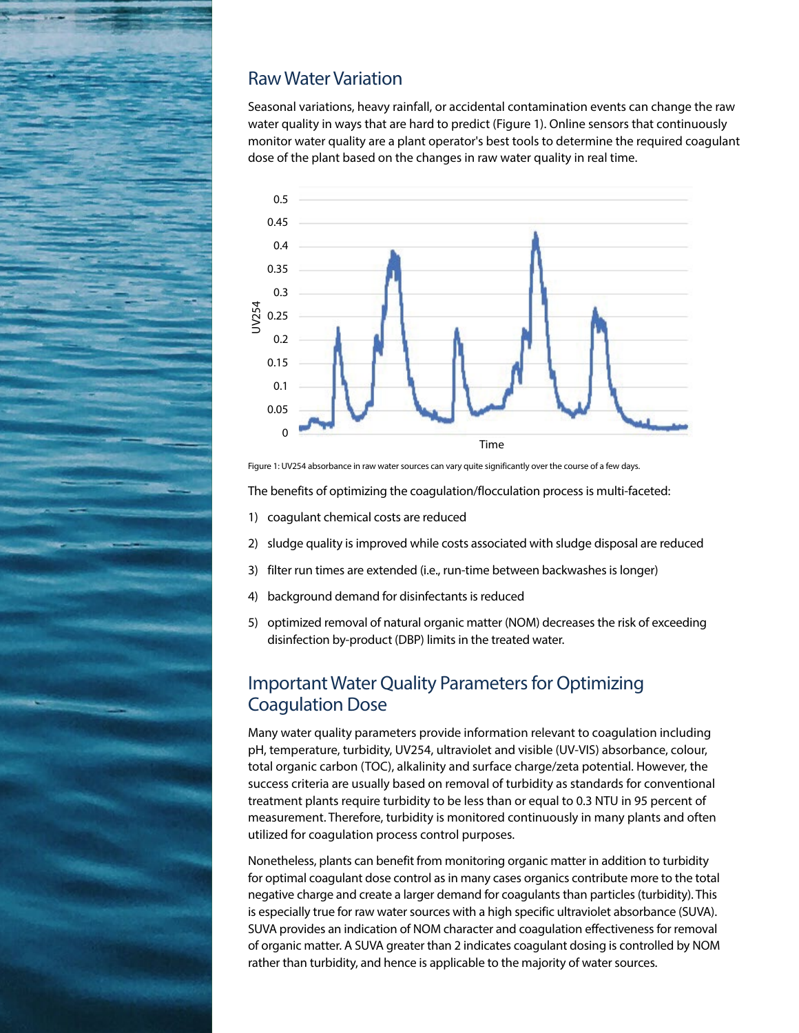## Raw Water Variation

Seasonal variations, heavy rainfall, or accidental contamination events can change the raw water quality in ways that are hard to predict (Figure 1). Online sensors that continuously monitor water quality are a plant operator's best tools to determine the required coagulant dose of the plant based on the changes in raw water quality in real time.

Figure 1: UV254 absorbance in raw water sources can vary quite significantly over the course of a few days.

The benefits of optimizing the coagulation/flocculation process is multi-faceted:

1) coagulant chemical costs are reduced
2) sludge quality is improved while costs associated with sludge disposal are reduced
3) filter run times are extended (i.e., run-time between backwashes is longer)
4) background demand for disinfectants is reduced
5) optimized removal of natural organic matter (NOM) decreases the risk of exceeding disinfection by-product (DBP) limits in the treated water.

## Important Water Quality Parameters for Optimizing Coagulation Dose

Many water quality parameters provide information relevant to coagulation including pH, temperature, turbidity, UV254, ultraviolet and visible (UV-VIS) absorbance, colour, total organic carbon (TOC), alkalinity and surface charge/zeta potential. However, the success criteria are usually based on removal of turbidity as standards for conventional treatment plants require turbidity to be less than or equal to 0.3 NTU in 95 percent of measurement. Therefore, turbidity is monitored continuously in many plants and often utilized for coagulation process control purposes.

Nonetheless, plants can benefit from monitoring organic matter in addition to turbidity for optimal coagulant dose control as in many cases organics contribute more to the total negative charge and create a larger demand for coagulants than particles (turbidity). This is especially true for raw water sources with a high specific ultraviolet absorbance (SUVA). SUVA provides an indication of NOM character and coagulation effectiveness for removal of organic matter. A SUVA greater than 2 indicates coagulant dosing is controlled by NOM rather than turbidity, and hence is applicable to the majority of water sources.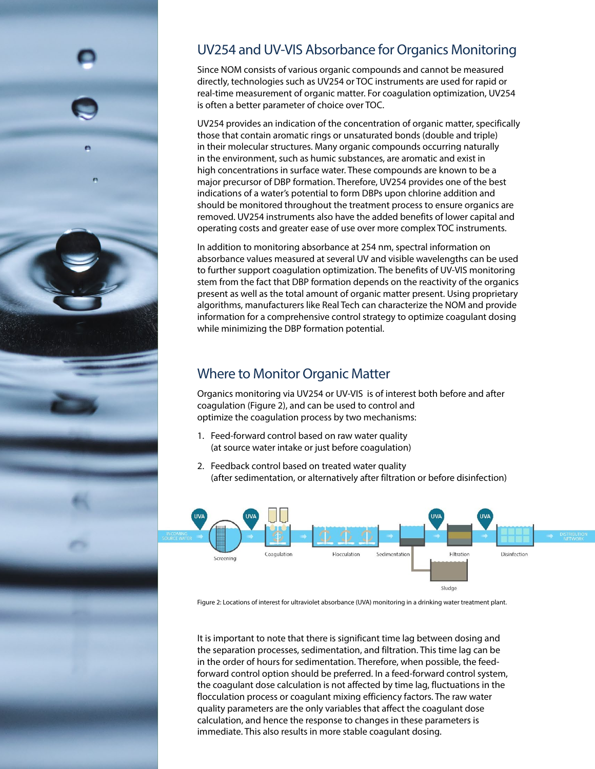## UV254 and UV-VIS Absorbance for Organics Monitoring

Since NOM consists of various organic compounds and cannot be measured directly, technologies such as UV254 or TOC instruments are used for rapid or real-time measurement of organic matter. For coagulation optimization, UV254 is often a better parameter of choice over TOC.

UV254 provides an indication of the concentration of organic matter, specifically those that contain aromatic rings or unsaturated bonds (double and triple) in their molecular structures. Many organic compounds occurring naturally in the environment, such as humic substances, are aromatic and exist in high concentrations in surface water. These compounds are known to be a major precursor of DBP formation. Therefore, UV254 provides one of the best indications of a water's potential to form DBPs upon chlorine addition and should be monitored throughout the treatment process to ensure organics are removed. UV254 instruments also have the added benefits of lower capital and operating costs and greater ease of use over more complex TOC instruments.

In addition to monitoring absorbance at 254 nm, spectral information on absorbance values measured at several UV and visible wavelengths can be used to further support coagulation optimization. The benefits of UV-VIS monitoring stem from the fact that DBP formation depends on the reactivity of the organics present as well as the total amount of organic matter present. Using proprietary algorithms, manufacturers like Real Tech can characterize the NOM and provide information for a comprehensive control strategy to optimize coagulant dosing while minimizing the DBP formation potential.

## Where to Monitor Organic Matter

Organics monitoring via UV254 or UV-VIS is of interest both before and after coagulation (Figure 2), and can be used to control and optimize the coagulation process by two mechanisms:

1. Feed-forward control based on raw water quality (at source water intake or just before coagulation)
2. Feedback control based on treated water quality (after sedimentation, or alternatively after filtration or before disinfection)

Figure 2: Locations of interest for ultraviolet absorbance (UVA) monitoring in a drinking water treatment plant.

It is important to note that there is significant time lag between dosing and the separation processes, sedimentation, and filtration. This time lag can be in the order of hours for sedimentation. Therefore, when possible, the feed-forward control option should be preferred. In a feed-forward control system, the coagulant dose calculation is not affected by time lag, fluctuations in the flocculation process or coagulant mixing efficiency factors. The raw water quality parameters are the only variables that affect the coagulant dose calculation, and hence the response to changes in these parameters is immediate. This also results in more stable coagulant dosing.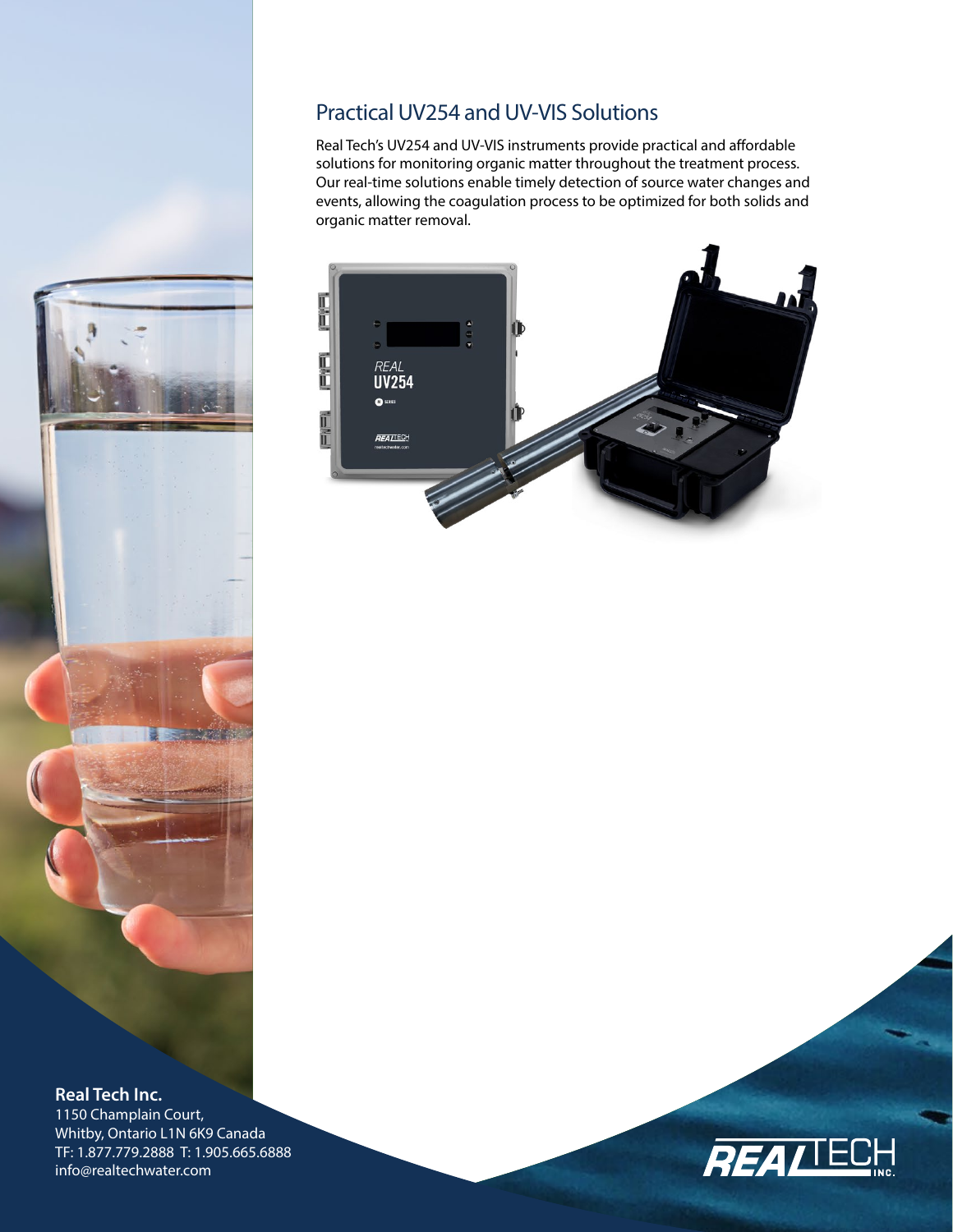## Practical UV254 and UV-VIS Solutions

Real Tech's UV254 and UV-VIS instruments provide practical and affordable solutions for monitoring organic matter throughout the treatment process. Our real-time solutions enable timely detection of source water changes and events, allowing the coagulation process to be optimized for both solids and organic matter removal.

**Real Tech Inc.**
1150 Champlain Court,
Whitby, Ontario L1N 6K9 Canada
TF: 1.877.779.2888 T: 1.905.665.6888
info@realtechwater.com